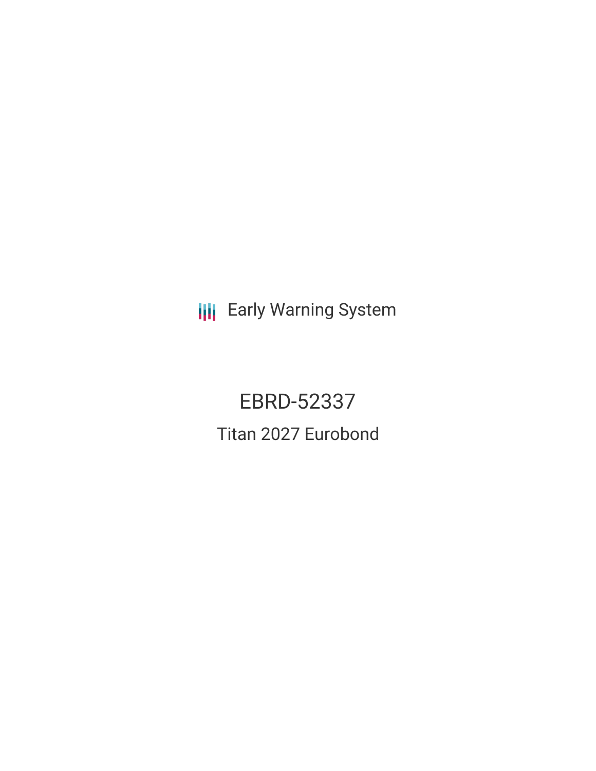Early Warning System

# EBRD-52337

## Titan 2027 Eurobond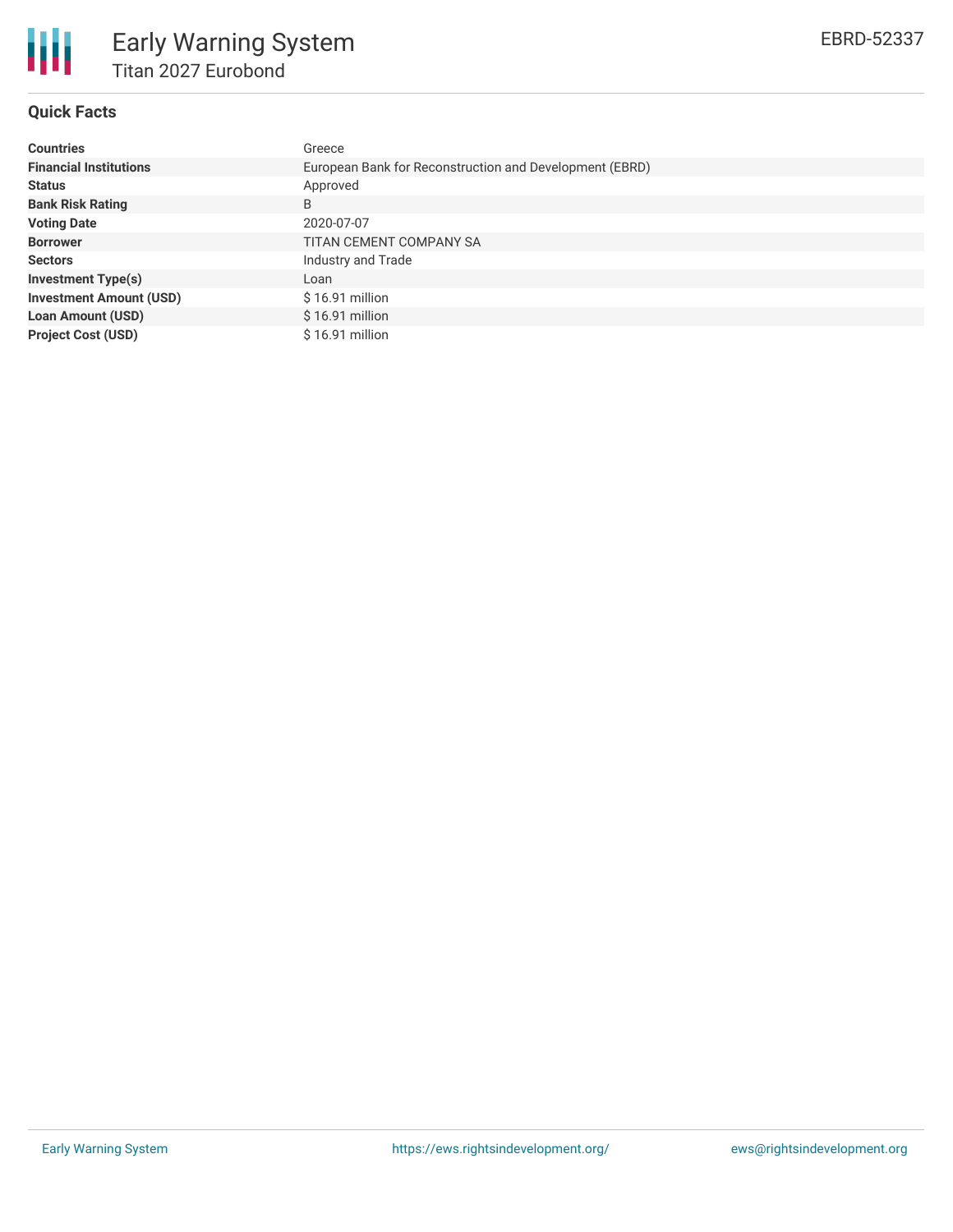# Early Warning System

## Titan 2027 Eurobond

EBRD-52337

### Quick Facts

| | |
|---|---|
| **Countries** | Greece |
| **Financial Institutions** | European Bank for Reconstruction and Development (EBRD) |
| **Status** | Approved |
| **Bank Risk Rating** | B |
| **Voting Date** | 2020-07-07 |
| **Borrower** | TITAN CEMENT COMPANY SA |
| **Sectors** | Industry and Trade |
| **Investment Type(s)** | Loan |
| **Investment Amount (USD)** | $ 16.91 million |
| **Loan Amount (USD)** | $ 16.91 million |
| **Project Cost (USD)** | $ 16.91 million |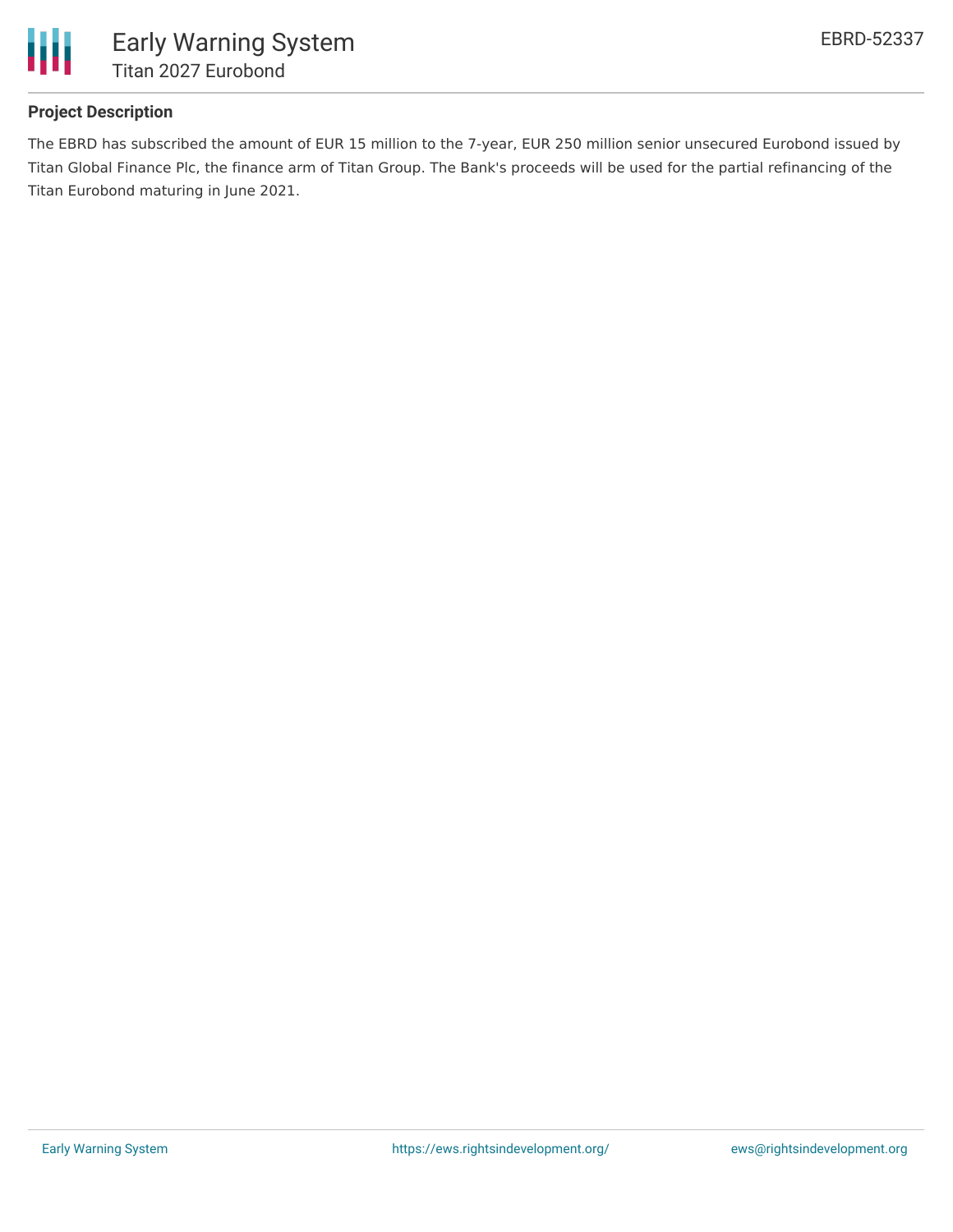### Project Description

The EBRD has subscribed the amount of EUR 15 million to the 7-year, EUR 250 million senior unsecured Eurobond issued by Titan Global Finance Plc, the finance arm of Titan Group. The Bank's proceeds will be used for the partial refinancing of the Titan Eurobond maturing in June 2021.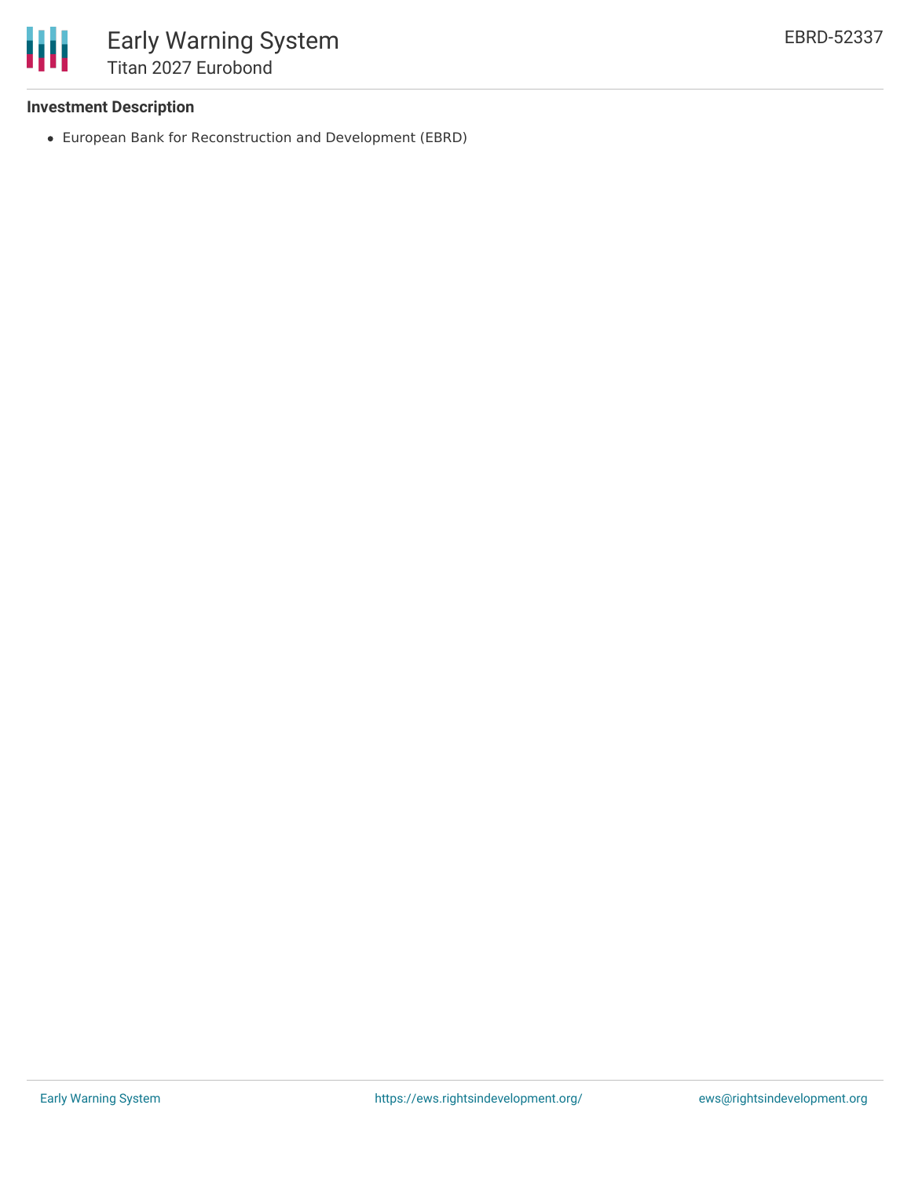**Investment Description**

- European Bank for Reconstruction and Development (EBRD)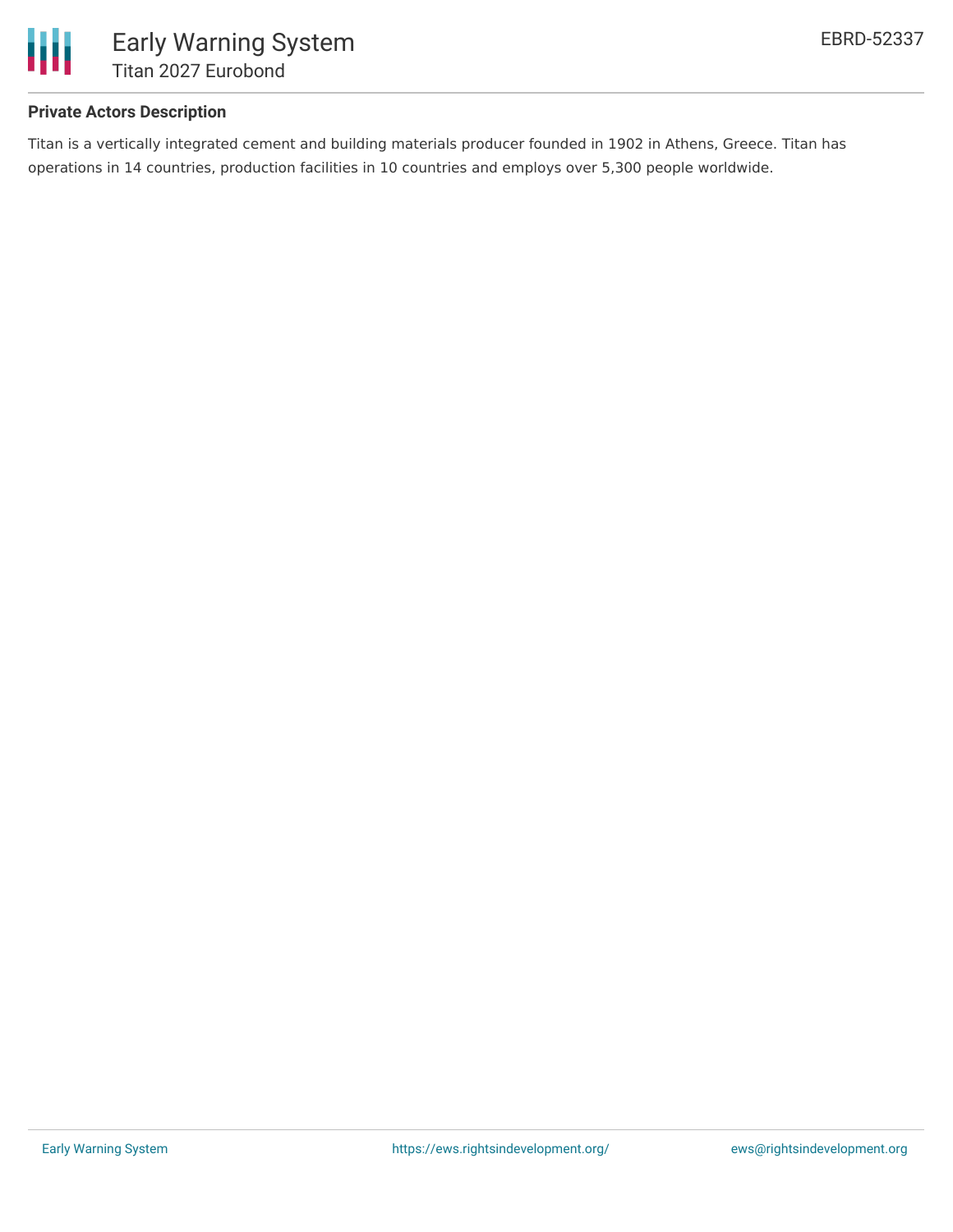**Private Actors Description**

Titan is a vertically integrated cement and building materials producer founded in 1902 in Athens, Greece. Titan has operations in 14 countries, production facilities in 10 countries and employs over 5,300 people worldwide.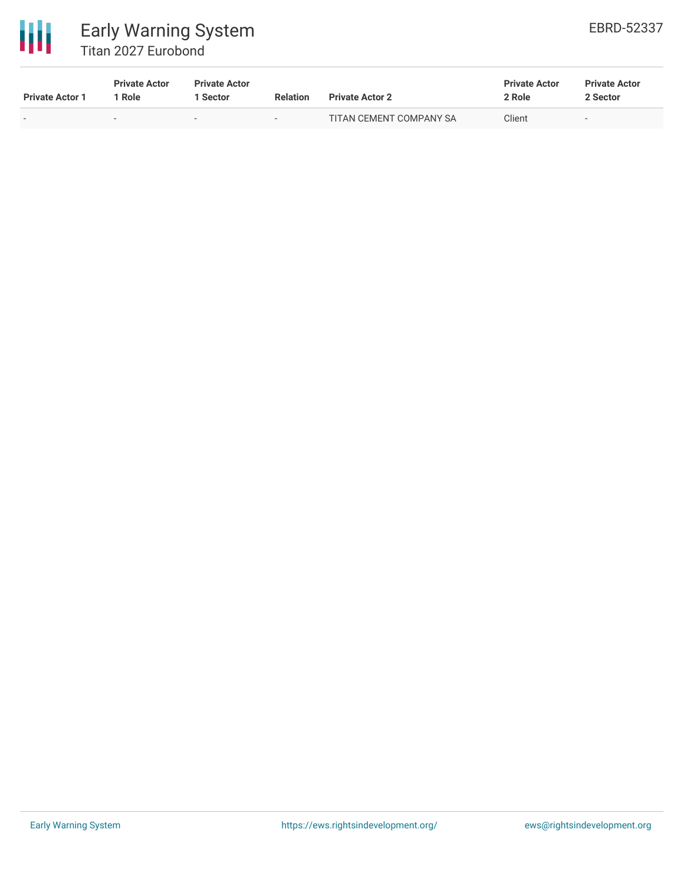| Private Actor 1 | Private Actor 1 Role | Private Actor 1 Sector | Relation | Private Actor 2 | Private Actor 2 Role | Private Actor 2 Sector |
| --- | --- | --- | --- | --- | --- | --- |
| - | - | - | - | TITAN CEMENT COMPANY SA | Client | - |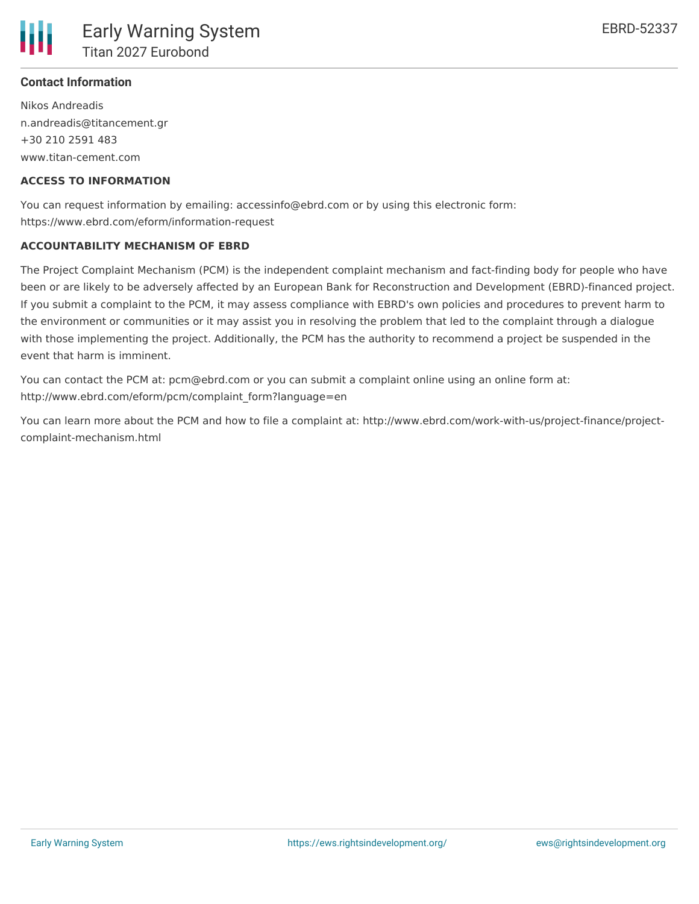### Contact Information

Nikos Andreadis
n.andreadis@titancement.gr
+30 210 2591 483
www.titan-cement.com

**ACCESS TO INFORMATION**

You can request information by emailing: accessinfo@ebrd.com or by using this electronic form: https://www.ebrd.com/eform/information-request

**ACCOUNTABILITY MECHANISM OF EBRD**

The Project Complaint Mechanism (PCM) is the independent complaint mechanism and fact-finding body for people who have been or are likely to be adversely affected by an European Bank for Reconstruction and Development (EBRD)-financed project. If you submit a complaint to the PCM, it may assess compliance with EBRD's own policies and procedures to prevent harm to the environment or communities or it may assist you in resolving the problem that led to the complaint through a dialogue with those implementing the project. Additionally, the PCM has the authority to recommend a project be suspended in the event that harm is imminent.

You can contact the PCM at: pcm@ebrd.com or you can submit a complaint online using an online form at: http://www.ebrd.com/eform/pcm/complaint_form?language=en

You can learn more about the PCM and how to file a complaint at: http://www.ebrd.com/work-with-us/project-finance/project-complaint-mechanism.html